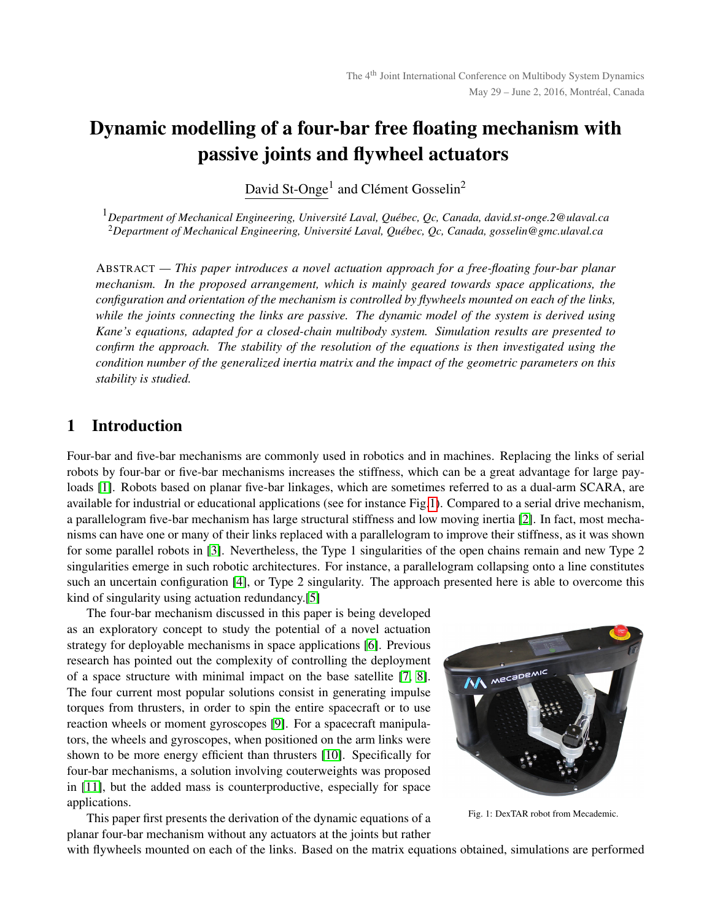# Dynamic modelling of a four-bar free floating mechanism with passive joints and flywheel actuators

David St-Onge[1] and Clément Gosselin[2]

[1]*Department of Mechanical Engineering, Université Laval, Québec, Qc, Canada, david.st-onge.2@ulaval.ca*
[2]*Department of Mechanical Engineering, Université Laval, Québec, Qc, Canada, gosselin@gmc.ulaval.ca*

ABSTRACT — *This paper introduces a novel actuation approach for a free-floating four-bar planar mechanism. In the proposed arrangement, which is mainly geared towards space applications, the configuration and orientation of the mechanism is controlled by flywheels mounted on each of the links, while the joints connecting the links are passive. The dynamic model of the system is derived using Kane's equations, adapted for a closed-chain multibody system. Simulation results are presented to confirm the approach. The stability of the resolution of the equations is then investigated using the condition number of the generalized inertia matrix and the impact of the geometric parameters on this stability is studied.*

## 1 Introduction

Four-bar and five-bar mechanisms are commonly used in robotics and in machines. Replacing the links of serial robots by four-bar or five-bar mechanisms increases the stiffness, which can be a great advantage for large payloads [1]. Robots based on planar five-bar linkages, which are sometimes referred to as a dual-arm SCARA, are available for industrial or educational applications (see for instance Fig.1). Compared to a serial drive mechanism, a parallelogram five-bar mechanism has large structural stiffness and low moving inertia [2]. In fact, most mechanisms can have one or many of their links replaced with a parallelogram to improve their stiffness, as it was shown for some parallel robots in [3]. Nevertheless, the Type 1 singularities of the open chains remain and new Type 2 singularities emerge in such robotic architectures. For instance, a parallelogram collapsing onto a line constitutes such an uncertain configuration [4], or Type 2 singularity. The approach presented here is able to overcome this kind of singularity using actuation redundancy.[5]

The four-bar mechanism discussed in this paper is being developed as an exploratory concept to study the potential of a novel actuation strategy for deployable mechanisms in space applications [6]. Previous research has pointed out the complexity of controlling the deployment of a space structure with minimal impact on the base satellite [7, 8]. The four current most popular solutions consist in generating impulse torques from thrusters, in order to spin the entire spacecraft or to use reaction wheels or moment gyroscopes [9]. For a spacecraft manipulators, the wheels and gyroscopes, when positioned on the arm links were shown to be more energy efficient than thrusters [10]. Specifically for four-bar mechanisms, a solution involving couterweights was proposed in [11], but the added mass is counterproductive, especially for space applications.

Fig. 1: DexTAR robot from Mecademic.

This paper first presents the derivation of the dynamic equations of a planar four-bar mechanism without any actuators at the joints but rather with flywheels mounted on each of the links. Based on the matrix equations obtained, simulations are performed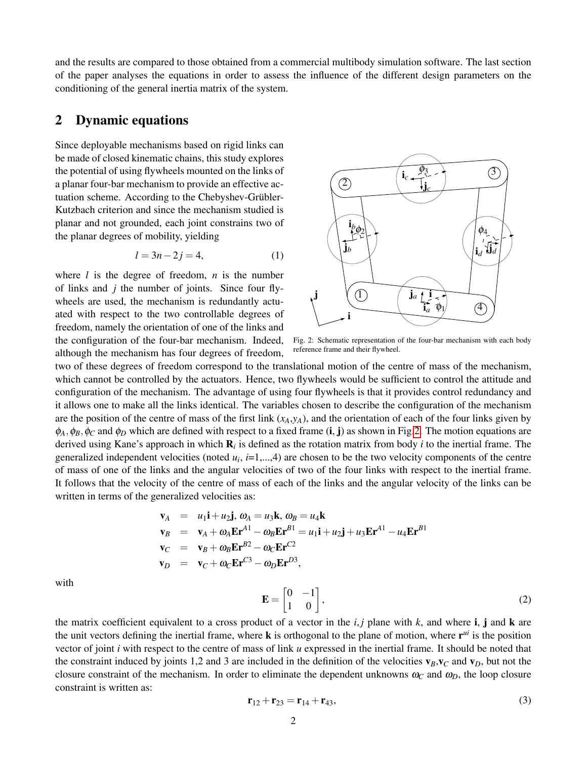and the results are compared to those obtained from a commercial multibody simulation software. The last section of the paper analyses the equations in order to assess the influence of the different design parameters on the conditioning of the general inertia matrix of the system.

## 2 Dynamic equations

Since deployable mechanisms based on rigid links can be made of closed kinematic chains, this study explores the potential of using flywheels mounted on the links of a planar four-bar mechanism to provide an effective actuation scheme. According to the Chebyshev-Grübler-Kutzbach criterion and since the mechanism studied is planar and not grounded, each joint constrains two of the planar degrees of mobility, yielding

$$l = 3n - 2j = 4, \tag{1}$$

where $l$ is the degree of freedom, $n$ is the number of links and $j$ the number of joints. Since four flywheels are used, the mechanism is redundantly actuated with respect to the two controllable degrees of freedom, namely the orientation of one of the links and the configuration of the four-bar mechanism. Indeed, although the mechanism has four degrees of freedom, two of these degrees of freedom correspond to the translational motion of the centre of mass of the mechanism, which cannot be controlled by the actuators. Hence, two flywheels would be sufficient to control the attitude and configuration of the mechanism. The advantage of using four flywheels is that it provides control redundancy and it allows one to make all the links identical. The variables chosen to describe the configuration of the mechanism are the position of the centre of mass of the first link ($x_A$,$y_A$), and the orientation of each of the four links given by $\phi_A, \phi_B, \phi_C$ and $\phi_D$ which are defined with respect to a fixed frame ($\mathbf{i}$, $\mathbf{j}$) as shown in Fig.2. The motion equations are derived using Kane's approach in which $\mathbf{R}_i$ is defined as the rotation matrix from body $i$ to the inertial frame. The generalized independent velocities (noted $u_i$, $i$=1,...,4) are chosen to be the two velocity components of the centre of mass of one of the links and the angular velocities of two of the four links with respect to the inertial frame. It follows that the velocity of the centre of mass of each of the links and the angular velocity of the links can be written in terms of the generalized velocities as:

Fig. 2: Schematic representation of the four-bar mechanism with each body reference frame and their flywheel.

$$
\begin{aligned}
\mathbf{v}_A &= u_1\mathbf{i} + u_2\mathbf{j},\ \omega_A = u_3\mathbf{k},\ \omega_B = u_4\mathbf{k} \\
\mathbf{v}_B &= \mathbf{v}_A + \omega_A\mathbf{E}\mathbf{r}^{A1} - \omega_B\mathbf{E}\mathbf{r}^{B1} = u_1\mathbf{i} + u_2\mathbf{j} + u_3\mathbf{E}\mathbf{r}^{A1} - u_4\mathbf{E}\mathbf{r}^{B1} \\
\mathbf{v}_C &= \mathbf{v}_B + \omega_B\mathbf{E}\mathbf{r}^{B2} - \omega_C\mathbf{E}\mathbf{r}^{C2} \\
\mathbf{v}_D &= \mathbf{v}_C + \omega_C\mathbf{E}\mathbf{r}^{C3} - \omega_D\mathbf{E}\mathbf{r}^{D3},
\end{aligned}
$$

with

$$\mathbf{E} = \begin{bmatrix} 0 & -1 \\ 1 & 0 \end{bmatrix}, \tag{2}$$

the matrix coefficient equivalent to a cross product of a vector in the $i,j$ plane with $k$, and where $\mathbf{i}$, $\mathbf{j}$ and $\mathbf{k}$ are the unit vectors defining the inertial frame, where $\mathbf{k}$ is orthogonal to the plane of motion, where $\mathbf{r}^{ui}$ is the position vector of joint $i$ with respect to the centre of mass of link $u$ expressed in the inertial frame. It should be noted that the constraint induced by joints 1,2 and 3 are included in the definition of the velocities $\mathbf{v}_B$,$\mathbf{v}_C$ and $\mathbf{v}_D$, but not the closure constraint of the mechanism. In order to eliminate the dependent unknowns $\omega_C$ and $\omega_D$, the loop closure constraint is written as:

$$\mathbf{r}_{12} + \mathbf{r}_{23} = \mathbf{r}_{14} + \mathbf{r}_{43}, \tag{3}$$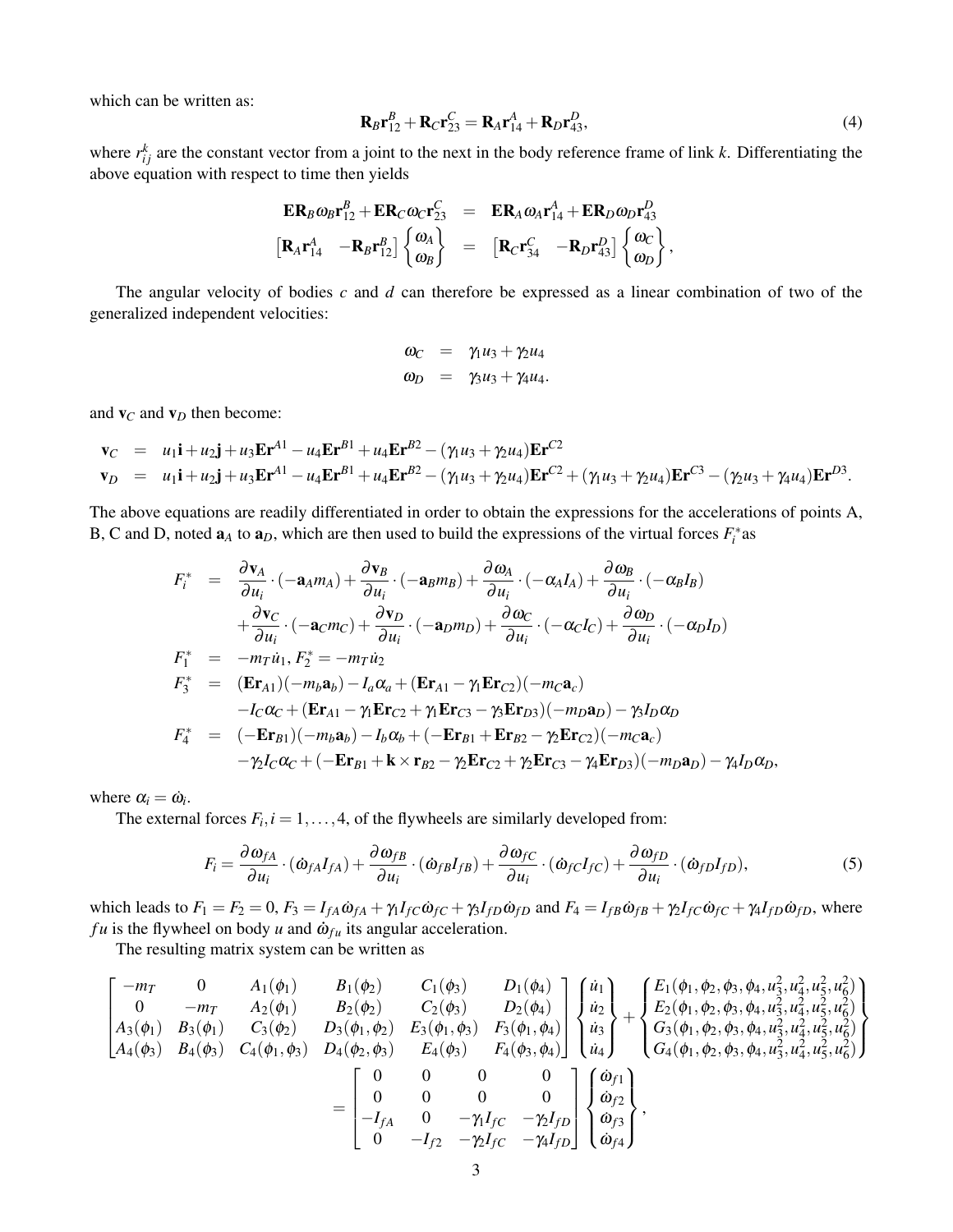which can be written as:

$$\mathbf{R}_B\mathbf{r}_{12}^B + \mathbf{R}_C\mathbf{r}_{23}^C = \mathbf{R}_A\mathbf{r}_{14}^A + \mathbf{R}_D\mathbf{r}_{43}^D, \tag{4}$$

where $r_{ij}^k$ are the constant vector from a joint to the next in the body reference frame of link $k$. Differentiating the above equation with respect to time then yields

$$\begin{aligned}
\mathbf{E}\mathbf{R}_B\omega_B\mathbf{r}_{12}^B + \mathbf{E}\mathbf{R}_C\omega_C\mathbf{r}_{23}^C &= \mathbf{E}\mathbf{R}_A\omega_A\mathbf{r}_{14}^A + \mathbf{E}\mathbf{R}_D\omega_D\mathbf{r}_{43}^D \\
\begin{bmatrix}\mathbf{R}_A\mathbf{r}_{14}^A & -\mathbf{R}_B\mathbf{r}_{12}^B\end{bmatrix}\begin{Bmatrix}\omega_A \\ \omega_B\end{Bmatrix} &= \begin{bmatrix}\mathbf{R}_C\mathbf{r}_{34}^C & -\mathbf{R}_D\mathbf{r}_{43}^D\end{bmatrix}\begin{Bmatrix}\omega_C \\ \omega_D\end{Bmatrix},
\end{aligned}$$

The angular velocity of bodies $c$ and $d$ can therefore be expressed as a linear combination of two of the generalized independent velocities:

$$\begin{aligned}
\omega_C &= \gamma_1 u_3 + \gamma_2 u_4 \\
\omega_D &= \gamma_3 u_3 + \gamma_4 u_4.
\end{aligned}$$

and $\mathbf{v}_C$ and $\mathbf{v}_D$ then become:

$$\begin{aligned}
\mathbf{v}_C &= u_1\mathbf{i} + u_2\mathbf{j} + u_3\mathbf{E}\mathbf{r}^{A1} - u_4\mathbf{E}\mathbf{r}^{B1} + u_4\mathbf{E}\mathbf{r}^{B2} - (\gamma_1 u_3 + \gamma_2 u_4)\mathbf{E}\mathbf{r}^{C2} \\
\mathbf{v}_D &= u_1\mathbf{i} + u_2\mathbf{j} + u_3\mathbf{E}\mathbf{r}^{A1} - u_4\mathbf{E}\mathbf{r}^{B1} + u_4\mathbf{E}\mathbf{r}^{B2} - (\gamma_1 u_3 + \gamma_2 u_4)\mathbf{E}\mathbf{r}^{C2} + (\gamma_1 u_3 + \gamma_2 u_4)\mathbf{E}\mathbf{r}^{C3} - (\gamma_2 u_3 + \gamma_4 u_4)\mathbf{E}\mathbf{r}^{D3}.
\end{aligned}$$

The above equations are readily differentiated in order to obtain the expressions for the accelerations of points A, B, C and D, noted $\mathbf{a}_A$ to $\mathbf{a}_D$, which are then used to build the expressions of the virtual forces $F_i^*$as

$$\begin{aligned}
F_i^* &= \frac{\partial \mathbf{v}_A}{\partial u_i}\cdot(-\mathbf{a}_A m_A) + \frac{\partial \mathbf{v}_B}{\partial u_i}\cdot(-\mathbf{a}_B m_B) + \frac{\partial \omega_A}{\partial u_i}\cdot(-\alpha_A I_A) + \frac{\partial \omega_B}{\partial u_i}\cdot(-\alpha_B I_B) \\
&\quad + \frac{\partial \mathbf{v}_C}{\partial u_i}\cdot(-\mathbf{a}_C m_C) + \frac{\partial \mathbf{v}_D}{\partial u_i}\cdot(-\mathbf{a}_D m_D) + \frac{\partial \omega_C}{\partial u_i}\cdot(-\alpha_C I_C) + \frac{\partial \omega_D}{\partial u_i}\cdot(-\alpha_D I_D) \\
F_1^* &= -m_T\dot{u}_1,\ F_2^* = -m_T\dot{u}_2 \\
F_3^* &= (\mathbf{E}\mathbf{r}_{A1})(-m_b\mathbf{a}_b) - I_a\alpha_a + (\mathbf{E}\mathbf{r}_{A1} - \gamma_1\mathbf{E}\mathbf{r}_{C2})(-m_C\mathbf{a}_c) \\
&\quad - I_C\alpha_C + (\mathbf{E}\mathbf{r}_{A1} - \gamma_1\mathbf{E}\mathbf{r}_{C2} + \gamma_1\mathbf{E}\mathbf{r}_{C3} - \gamma_3\mathbf{E}\mathbf{r}_{D3})(-m_D\mathbf{a}_D) - \gamma_3 I_D\alpha_D \\
F_4^* &= (-\mathbf{E}\mathbf{r}_{B1})(-m_b\mathbf{a}_b) - I_b\alpha_b + (-\mathbf{E}\mathbf{r}_{B1} + \mathbf{E}\mathbf{r}_{B2} - \gamma_2\mathbf{E}\mathbf{r}_{C2})(-m_C\mathbf{a}_c) \\
&\quad - \gamma_2 I_C\alpha_C + (-\mathbf{E}\mathbf{r}_{B1} + \mathbf{k}\times\mathbf{r}_{B2} - \gamma_2\mathbf{E}\mathbf{r}_{C2} + \gamma_2\mathbf{E}\mathbf{r}_{C3} - \gamma_4\mathbf{E}\mathbf{r}_{D3})(-m_D\mathbf{a}_D) - \gamma_4 I_D\alpha_D,
\end{aligned}$$

where $\alpha_i = \dot{\omega}_i$.

The external forces $F_i, i = 1,\ldots,4$, of the flywheels are similarly developed from:

$$F_i = \frac{\partial \omega_{fA}}{\partial u_i}\cdot(\dot{\omega}_{fA} I_{fA}) + \frac{\partial \omega_{fB}}{\partial u_i}\cdot(\dot{\omega}_{fB} I_{fB}) + \frac{\partial \omega_{fC}}{\partial u_i}\cdot(\dot{\omega}_{fC} I_{fC}) + \frac{\partial \omega_{fD}}{\partial u_i}\cdot(\dot{\omega}_{fD} I_{fD}), \tag{5}$$

which leads to $F_1 = F_2 = 0$, $F_3 = I_{fA}\dot{\omega}_{fA} + \gamma_1 I_{fC}\dot{\omega}_{fC} + \gamma_3 I_{fD}\dot{\omega}_{fD}$ and $F_4 = I_{fB}\dot{\omega}_{fB} + \gamma_2 I_{fC}\dot{\omega}_{fC} + \gamma_4 I_{fD}\dot{\omega}_{fD}$, where $fu$ is the flywheel on body $u$ and $\dot{\omega}_{fu}$ its angular acceleration.

The resulting matrix system can be written as

$$\begin{aligned}
&\begin{bmatrix}
-m_T & 0 & A_1(\phi_1) & B_1(\phi_2) & C_1(\phi_3) & D_1(\phi_4) \\
0 & -m_T & A_2(\phi_1) & B_2(\phi_2) & C_2(\phi_3) & D_2(\phi_4) \\
A_3(\phi_1) & B_3(\phi_1) & C_3(\phi_2) & D_3(\phi_1,\phi_2) & E_3(\phi_1,\phi_3) & F_3(\phi_1,\phi_4) \\
A_4(\phi_3) & B_4(\phi_3) & C_4(\phi_1,\phi_3) & D_4(\phi_2,\phi_3) & E_4(\phi_3) & F_4(\phi_3,\phi_4)
\end{bmatrix}
\begin{Bmatrix}\dot{u}_1 \\ \dot{u}_2 \\ \dot{u}_3 \\ \dot{u}_4\end{Bmatrix}
+
\begin{Bmatrix}
E_1(\phi_1,\phi_2,\phi_3,\phi_4,u_3^2,u_4^2,u_5^2,u_6^2) \\
E_2(\phi_1,\phi_2,\phi_3,\phi_4,u_3^2,u_4^2,u_5^2,u_6^2) \\
G_3(\phi_1,\phi_2,\phi_3,\phi_4,u_3^2,u_4^2,u_5^2,u_6^2) \\
G_4(\phi_1,\phi_2,\phi_3,\phi_4,u_3^2,u_4^2,u_5^2,u_6^2)
\end{Bmatrix} \\
&\qquad = \begin{bmatrix}
0 & 0 & 0 & 0 \\
0 & 0 & 0 & 0 \\
-I_{fA} & 0 & -\gamma_1 I_{fC} & -\gamma_2 I_{fD} \\
0 & -I_{f2} & -\gamma_2 I_{fC} & -\gamma_4 I_{fD}
\end{bmatrix}
\begin{Bmatrix}\dot{\omega}_{f1} \\ \dot{\omega}_{f2} \\ \dot{\omega}_{f3} \\ \dot{\omega}_{f4}\end{Bmatrix},
\end{aligned}$$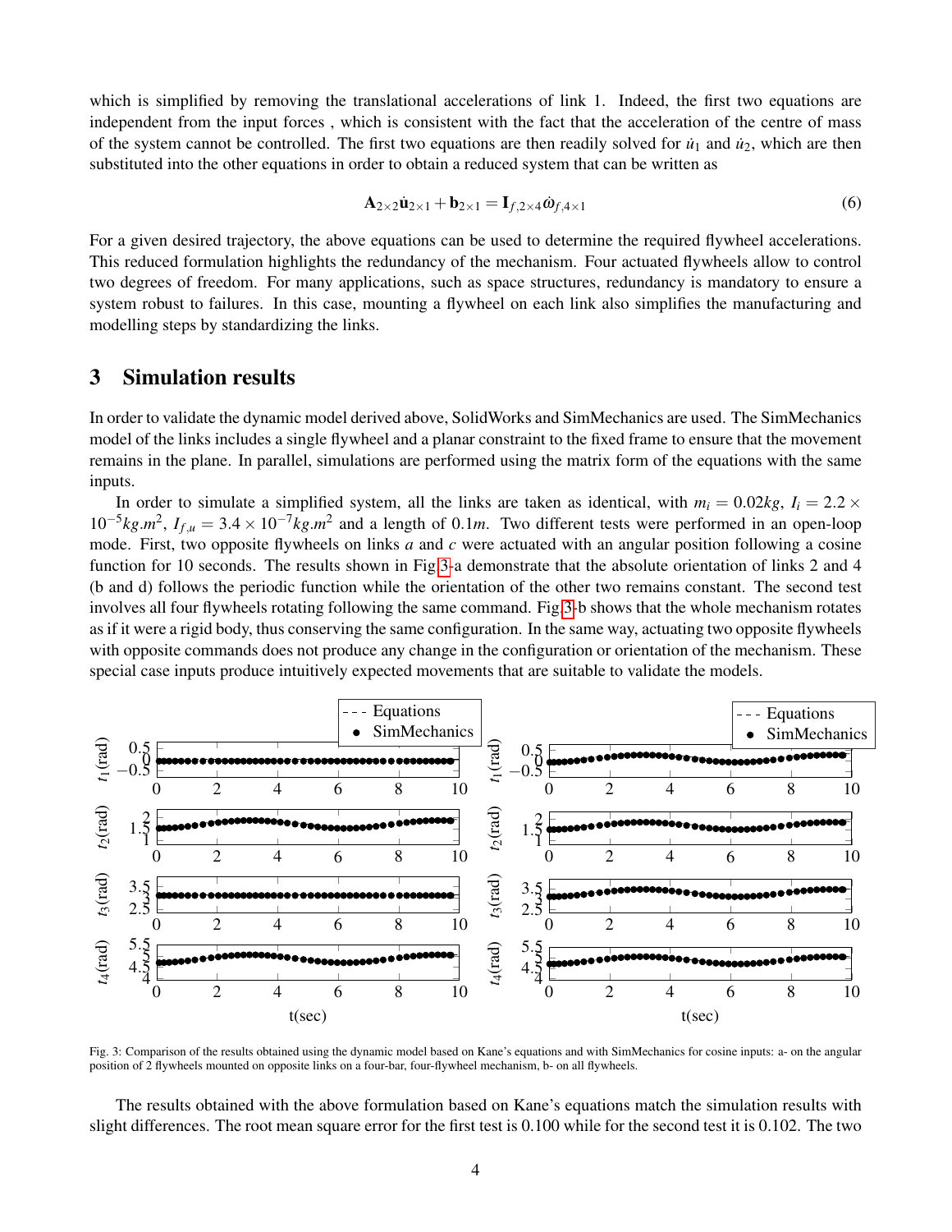which is simplified by removing the translational accelerations of link 1. Indeed, the first two equations are independent from the input forces , which is consistent with the fact that the acceleration of the centre of mass of the system cannot be controlled. The first two equations are then readily solved for $\dot{u}_1$ and $\dot{u}_2$, which are then substituted into the other equations in order to obtain a reduced system that can be written as

$$\mathbf{A}_{2\times 2}\dot{\mathbf{u}}_{2\times 1} + \mathbf{b}_{2\times 1} = \mathbf{I}_{f,2\times 4}\dot{\omega}_{f,4\times 1} \tag{6}$$

For a given desired trajectory, the above equations can be used to determine the required flywheel accelerations. This reduced formulation highlights the redundancy of the mechanism. Four actuated flywheels allow to control two degrees of freedom. For many applications, such as space structures, redundancy is mandatory to ensure a system robust to failures. In this case, mounting a flywheel on each link also simplifies the manufacturing and modelling steps by standardizing the links.

## 3 Simulation results

In order to validate the dynamic model derived above, SolidWorks and SimMechanics are used. The SimMechanics model of the links includes a single flywheel and a planar constraint to the fixed frame to ensure that the movement remains in the plane. In parallel, simulations are performed using the matrix form of the equations with the same inputs.

In order to simulate a simplified system, all the links are taken as identical, with $m_i = 0.02kg$, $I_i = 2.2 \times 10^{-5}kg.m^2$, $I_{f,u} = 3.4 \times 10^{-7}kg.m^2$ and a length of $0.1m$. Two different tests were performed in an open-loop mode. First, two opposite flywheels on links *a* and *c* were actuated with an angular position following a cosine function for 10 seconds. The results shown in Fig.3-a demonstrate that the absolute orientation of links 2 and 4 (b and d) follows the periodic function while the orientation of the other two remains constant. The second test involves all four flywheels rotating following the same command. Fig.3-b shows that the whole mechanism rotates as if it were a rigid body, thus conserving the same configuration. In the same way, actuating two opposite flywheels with opposite commands does not produce any change in the configuration or orientation of the mechanism. These special case inputs produce intuitively expected movements that are suitable to validate the models.

Fig. 3: Comparison of the results obtained using the dynamic model based on Kane's equations and with SimMechanics for cosine inputs: a- on the angular position of 2 flywheels mounted on opposite links on a four-bar, four-flywheel mechanism, b- on all flywheels.

The results obtained with the above formulation based on Kane's equations match the simulation results with slight differences. The root mean square error for the first test is 0.100 while for the second test it is 0.102. The two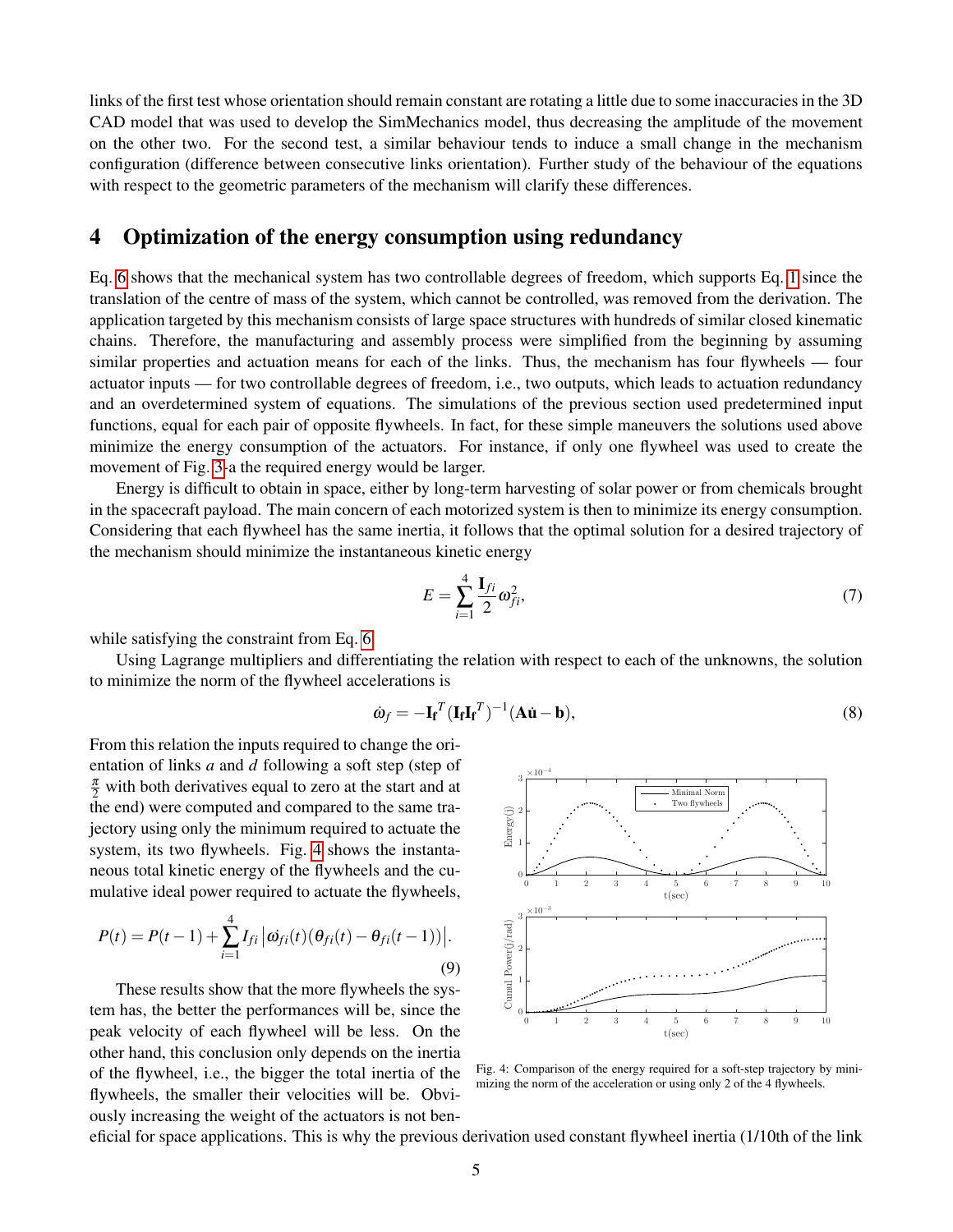links of the first test whose orientation should remain constant are rotating a little due to some inaccuracies in the 3D CAD model that was used to develop the SimMechanics model, thus decreasing the amplitude of the movement on the other two. For the second test, a similar behaviour tends to induce a small change in the mechanism configuration (difference between consecutive links orientation). Further study of the behaviour of the equations with respect to the geometric parameters of the mechanism will clarify these differences.

## 4 Optimization of the energy consumption using redundancy

Eq. 6 shows that the mechanical system has two controllable degrees of freedom, which supports Eq. 1 since the translation of the centre of mass of the system, which cannot be controlled, was removed from the derivation. The application targeted by this mechanism consists of large space structures with hundreds of similar closed kinematic chains. Therefore, the manufacturing and assembly process were simplified from the beginning by assuming similar properties and actuation means for each of the links. Thus, the mechanism has four flywheels — four actuator inputs — for two controllable degrees of freedom, i.e., two outputs, which leads to actuation redundancy and an overdetermined system of equations. The simulations of the previous section used predetermined input functions, equal for each pair of opposite flywheels. In fact, for these simple maneuvers the solutions used above minimize the energy consumption of the actuators. For instance, if only one flywheel was used to create the movement of Fig. 3-a the required energy would be larger.

Energy is difficult to obtain in space, either by long-term harvesting of solar power or from chemicals brought in the spacecraft payload. The main concern of each motorized system is then to minimize its energy consumption. Considering that each flywheel has the same inertia, it follows that the optimal solution for a desired trajectory of the mechanism should minimize the instantaneous kinetic energy

$$E = \sum_{i=1}^{4} \frac{\mathbf{I}_{fi}}{2} \omega_{fi}^2, \tag{7}$$

while satisfying the constraint from Eq. 6.

Using Lagrange multipliers and differentiating the relation with respect to each of the unknowns, the solution to minimize the norm of the flywheel accelerations is

$$\dot{\omega}_f = -\mathbf{I_f}^T (\mathbf{I_f} \mathbf{I_f}^T)^{-1} (\mathbf{A}\dot{\mathbf{u}} - \mathbf{b}), \tag{8}$$

From this relation the inputs required to change the orientation of links *a* and *d* following a soft step (step of $\frac{\pi}{2}$ with both derivatives equal to zero at the start and at the end) were computed and compared to the same trajectory using only the minimum required to actuate the system, its two flywheels. Fig. 4 shows the instantaneous total kinetic energy of the flywheels and the cumulative ideal power required to actuate the flywheels,

$$P(t) = P(t-1) + \sum_{i=1}^{4} I_{fi} \left| \dot{\omega_{fi}}(t) (\theta_{fi}(t) - \theta_{fi}(t-1)) \right|. \tag{9}$$

These results show that the more flywheels the system has, the better the performances will be, since the peak velocity of each flywheel will be less. On the other hand, this conclusion only depends on the inertia of the flywheel, i.e., the bigger the total inertia of the flywheels, the smaller their velocities will be. Obviously increasing the weight of the actuators is not beneficial for space applications. This is why the previous derivation used constant flywheel inertia (1/10th of the link

Fig. 4: Comparison of the energy required for a soft-step trajectory by minimizing the norm of the acceleration or using only 2 of the 4 flywheels.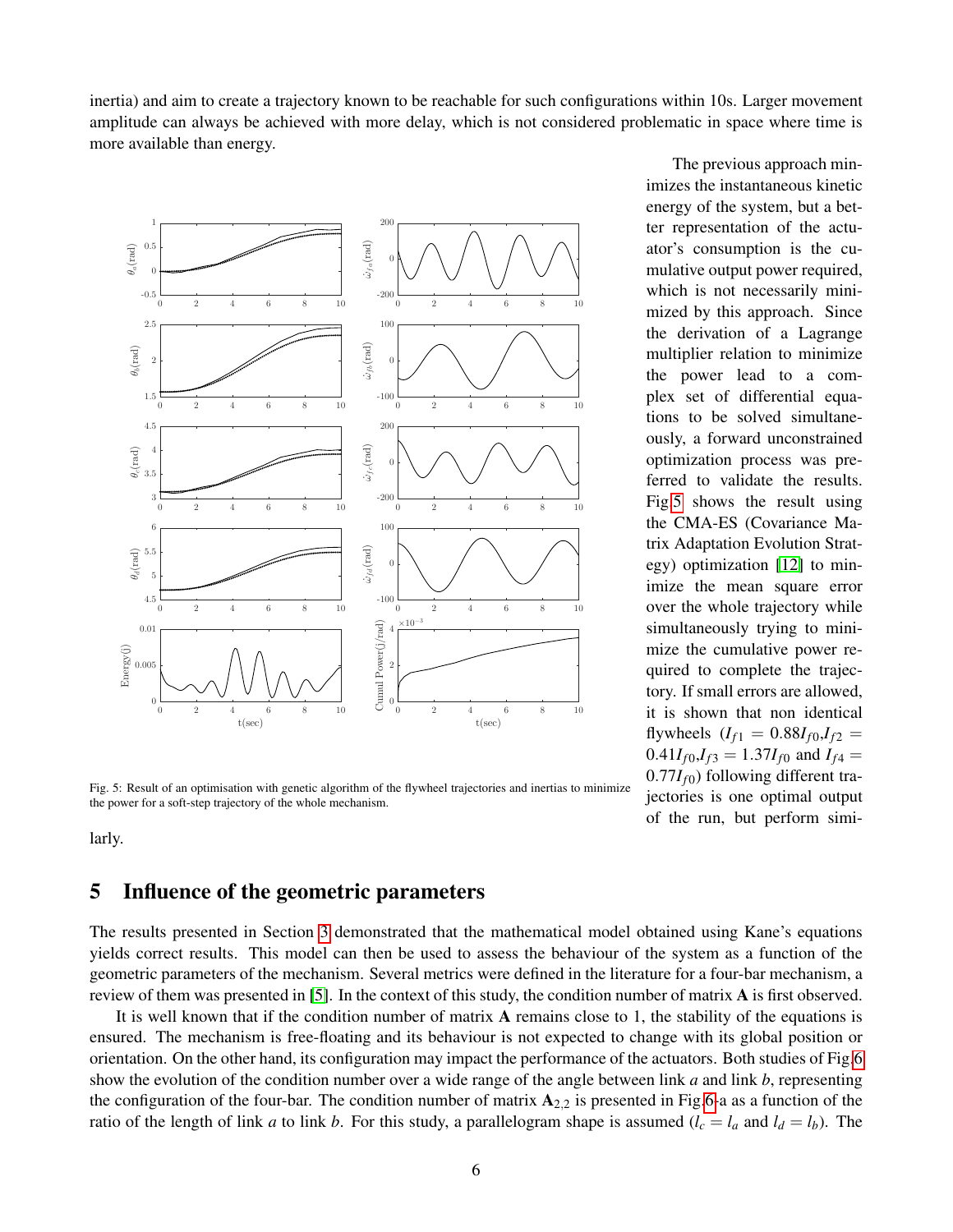inertia) and aim to create a trajectory known to be reachable for such configurations within 10s. Larger movement amplitude can always be achieved with more delay, which is not considered problematic in space where time is more available than energy.

The previous approach minimizes the instantaneous kinetic energy of the system, but a better representation of the actuator's consumption is the cumulative output power required, which is not necessarily minimized by this approach. Since the derivation of a Lagrange multiplier relation to minimize the power lead to a complex set of differential equations to be solved simultaneously, a forward unconstrained optimization process was preferred to validate the results. Fig 5 shows the result using the CMA-ES (Covariance Matrix Adaptation Evolution Strategy) optimization [12] to minimize the mean square error over the whole trajectory while simultaneously trying to minimize the cumulative power required to complete the trajectory. If small errors are allowed, it is shown that non identical flywheels ($I_{f1} = 0.88 I_{f0}$, $I_{f2} = 0.41 I_{f0}$, $I_{f3} = 1.37 I_{f0}$ and $I_{f4} = 0.77 I_{f0}$) following different trajectories is one optimal output of the run, but perform similarly.

Fig. 5: Result of an optimisation with genetic algorithm of the flywheel trajectories and inertias to minimize the power for a soft-step trajectory of the whole mechanism.

## 5 Influence of the geometric parameters

The results presented in Section 3 demonstrated that the mathematical model obtained using Kane's equations yields correct results. This model can then be used to assess the behaviour of the system as a function of the geometric parameters of the mechanism. Several metrics were defined in the literature for a four-bar mechanism, a review of them was presented in [5]. In the context of this study, the condition number of matrix $\mathbf{A}$ is first observed.

It is well known that if the condition number of matrix $\mathbf{A}$ remains close to 1, the stability of the equations is ensured. The mechanism is free-floating and its behaviour is not expected to change with its global position or orientation. On the other hand, its configuration may impact the performance of the actuators. Both studies of Fig 6 show the evolution of the condition number over a wide range of the angle between link $a$ and link $b$, representing the configuration of the four-bar. The condition number of matrix $\mathbf{A}_{2,2}$ is presented in Fig 6-a as a function of the ratio of the length of link $a$ to link $b$. For this study, a parallelogram shape is assumed ($l_c = l_a$ and $l_d = l_b$). The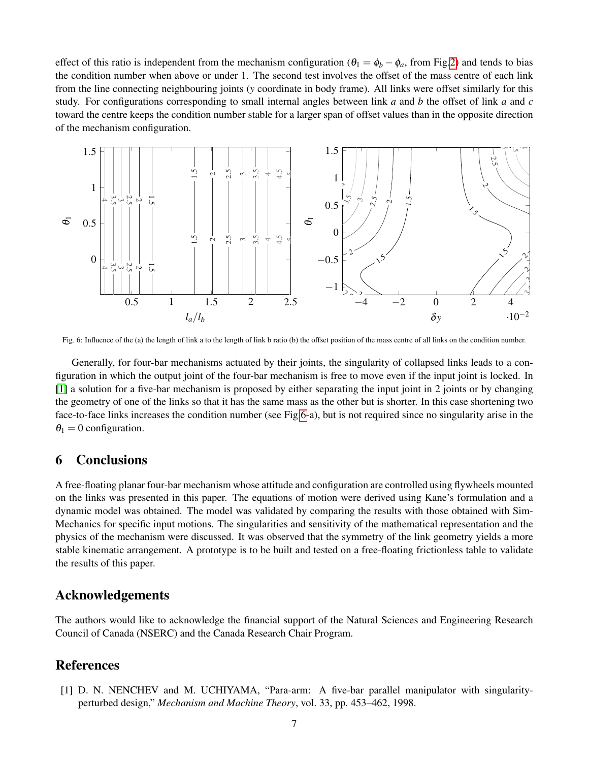effect of this ratio is independent from the mechanism configuration ($\theta_1 = \phi_b - \phi_a$, from Fig.2) and tends to bias the condition number when above or under 1. The second test involves the offset of the mass centre of each link from the line connecting neighbouring joints ($y$ coordinate in body frame). All links were offset similarly for this study. For configurations corresponding to small internal angles between link $a$ and $b$ the offset of link $a$ and $c$ toward the centre keeps the condition number stable for a larger span of offset values than in the opposite direction of the mechanism configuration.

Fig. 6: Influence of the (a) the length of link a to the length of link b ratio (b) the offset position of the mass centre of all links on the condition number.

Generally, for four-bar mechanisms actuated by their joints, the singularity of collapsed links leads to a configuration in which the output joint of the four-bar mechanism is free to move even if the input joint is locked. In [1] a solution for a five-bar mechanism is proposed by either separating the input joint in 2 joints or by changing the geometry of one of the links so that it has the same mass as the other but is shorter. In this case shortening two face-to-face links increases the condition number (see Fig 6-a), but is not required since no singularity arise in the $\theta_1 = 0$ configuration.

## 6 Conclusions

A free-floating planar four-bar mechanism whose attitude and configuration are controlled using flywheels mounted on the links was presented in this paper. The equations of motion were derived using Kane's formulation and a dynamic model was obtained. The model was validated by comparing the results with those obtained with SimMechanics for specific input motions. The singularities and sensitivity of the mathematical representation and the physics of the mechanism were discussed. It was observed that the symmetry of the link geometry yields a more stable kinematic arrangement. A prototype is to be built and tested on a free-floating frictionless table to validate the results of this paper.

## Acknowledgements

The authors would like to acknowledge the financial support of the Natural Sciences and Engineering Research Council of Canada (NSERC) and the Canada Research Chair Program.

## References

[1] D. N. NENCHEV and M. UCHIYAMA, "Para-arm: A five-bar parallel manipulator with singularity-perturbed design," *Mechanism and Machine Theory*, vol. 33, pp. 453–462, 1998.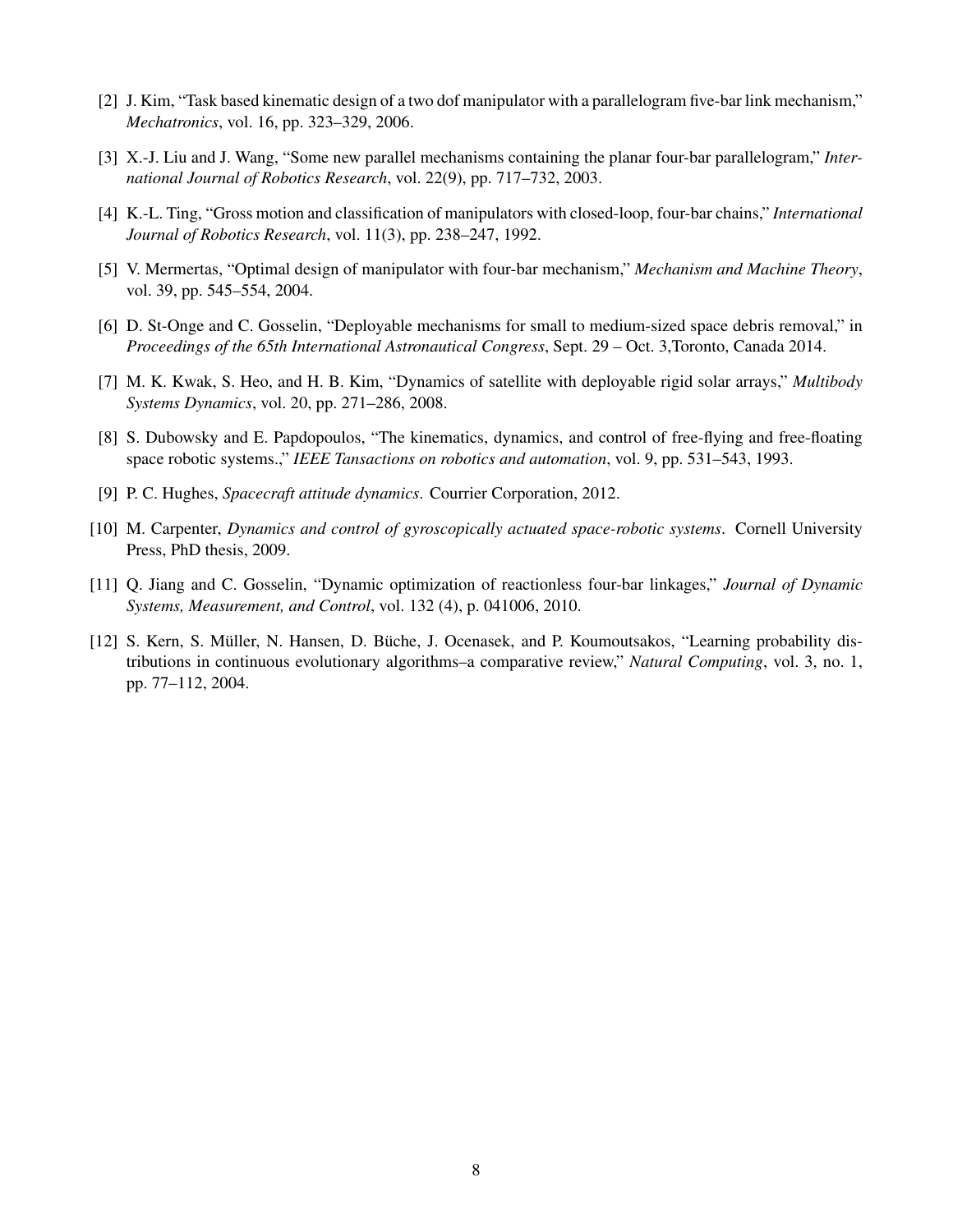[2] J. Kim, "Task based kinematic design of a two dof manipulator with a parallelogram five-bar link mechanism," *Mechatronics*, vol. 16, pp. 323–329, 2006.

[3] X.-J. Liu and J. Wang, "Some new parallel mechanisms containing the planar four-bar parallelogram," *International Journal of Robotics Research*, vol. 22(9), pp. 717–732, 2003.

[4] K.-L. Ting, "Gross motion and classification of manipulators with closed-loop, four-bar chains," *International Journal of Robotics Research*, vol. 11(3), pp. 238–247, 1992.

[5] V. Mermertas, "Optimal design of manipulator with four-bar mechanism," *Mechanism and Machine Theory*, vol. 39, pp. 545–554, 2004.

[6] D. St-Onge and C. Gosselin, "Deployable mechanisms for small to medium-sized space debris removal," in *Proceedings of the 65th International Astronautical Congress*, Sept. 29 – Oct. 3,Toronto, Canada 2014.

[7] M. K. Kwak, S. Heo, and H. B. Kim, "Dynamics of satellite with deployable rigid solar arrays," *Multibody Systems Dynamics*, vol. 20, pp. 271–286, 2008.

[8] S. Dubowsky and E. Papdopoulos, "The kinematics, dynamics, and control of free-flying and free-floating space robotic systems.," *IEEE Tansactions on robotics and automation*, vol. 9, pp. 531–543, 1993.

[9] P. C. Hughes, *Spacecraft attitude dynamics*. Courrier Corporation, 2012.

[10] M. Carpenter, *Dynamics and control of gyroscopically actuated space-robotic systems*. Cornell University Press, PhD thesis, 2009.

[11] Q. Jiang and C. Gosselin, "Dynamic optimization of reactionless four-bar linkages," *Journal of Dynamic Systems, Measurement, and Control*, vol. 132 (4), p. 041006, 2010.

[12] S. Kern, S. Müller, N. Hansen, D. Büche, J. Ocenasek, and P. Koumoutsakos, "Learning probability distributions in continuous evolutionary algorithms–a comparative review," *Natural Computing*, vol. 3, no. 1, pp. 77–112, 2004.